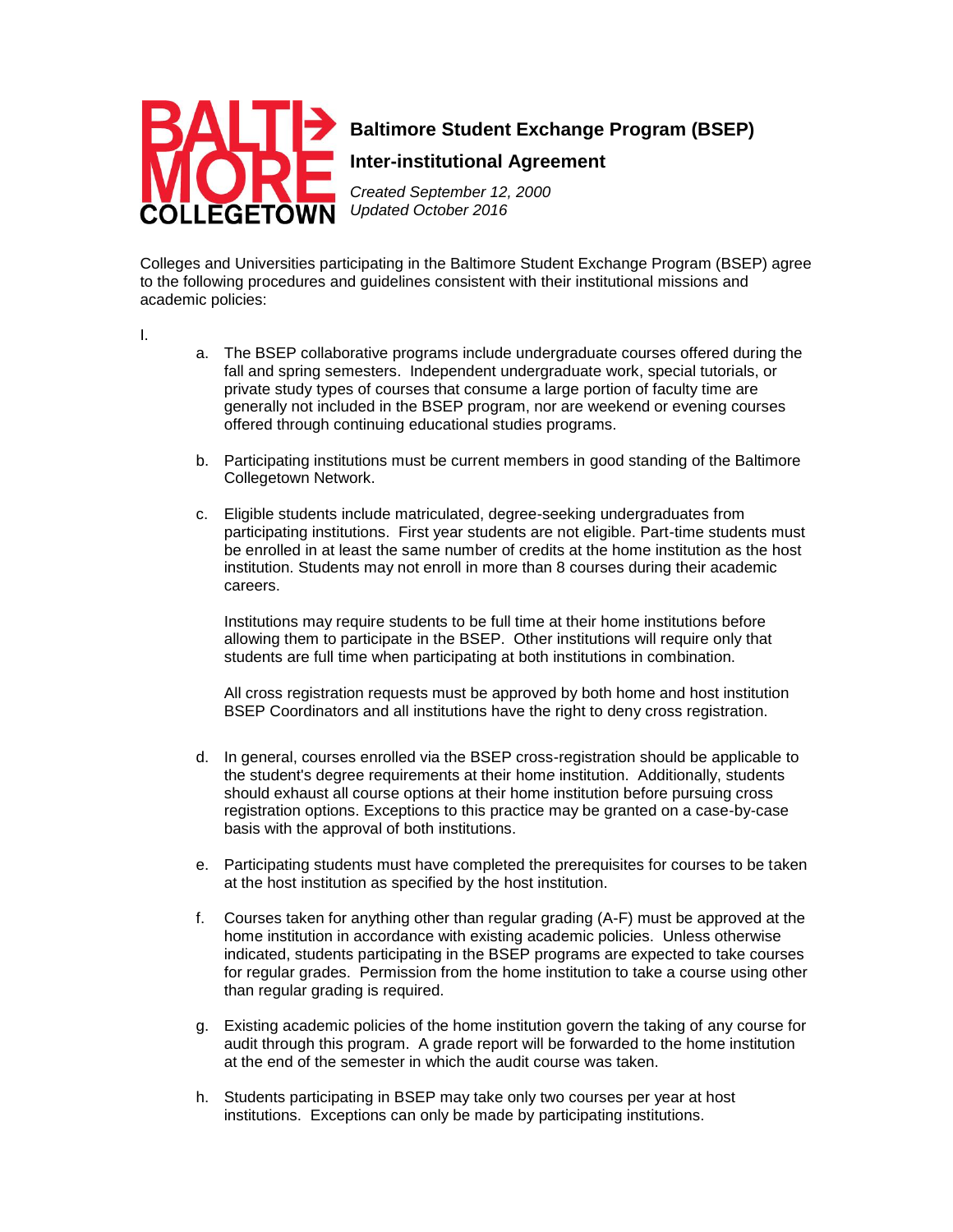# Baltimore Student Exchange Program (BSEP)

## Inter-institutional Agreement

*Created September 12, 2000*
*Updated October 2016*

Colleges and Universities participating in the Baltimore Student Exchange Program (BSEP) agree to the following procedures and guidelines consistent with their institutional missions and academic policies:

I.

a. The BSEP collaborative programs include undergraduate courses offered during the fall and spring semesters. Independent undergraduate work, special tutorials, or private study types of courses that consume a large portion of faculty time are generally not included in the BSEP program, nor are weekend or evening courses offered through continuing educational studies programs.

b. Participating institutions must be current members in good standing of the Baltimore Collegetown Network.

c. Eligible students include matriculated, degree-seeking undergraduates from participating institutions. First year students are not eligible. Part-time students must be enrolled in at least the same number of credits at the home institution as the host institution. Students may not enroll in more than 8 courses during their academic careers.

   Institutions may require students to be full time at their home institutions before allowing them to participate in the BSEP. Other institutions will require only that students are full time when participating at both institutions in combination.

   All cross registration requests must be approved by both home and host institution BSEP Coordinators and all institutions have the right to deny cross registration.

d. In general, courses enrolled via the BSEP cross-registration should be applicable to the student's degree requirements at their home institution. Additionally, students should exhaust all course options at their home institution before pursuing cross registration options. Exceptions to this practice may be granted on a case-by-case basis with the approval of both institutions.

e. Participating students must have completed the prerequisites for courses to be taken at the host institution as specified by the host institution.

f. Courses taken for anything other than regular grading (A-F) must be approved at the home institution in accordance with existing academic policies. Unless otherwise indicated, students participating in the BSEP programs are expected to take courses for regular grades. Permission from the home institution to take a course using other than regular grading is required.

g. Existing academic policies of the home institution govern the taking of any course for audit through this program. A grade report will be forwarded to the home institution at the end of the semester in which the audit course was taken.

h. Students participating in BSEP may take only two courses per year at host institutions. Exceptions can only be made by participating institutions.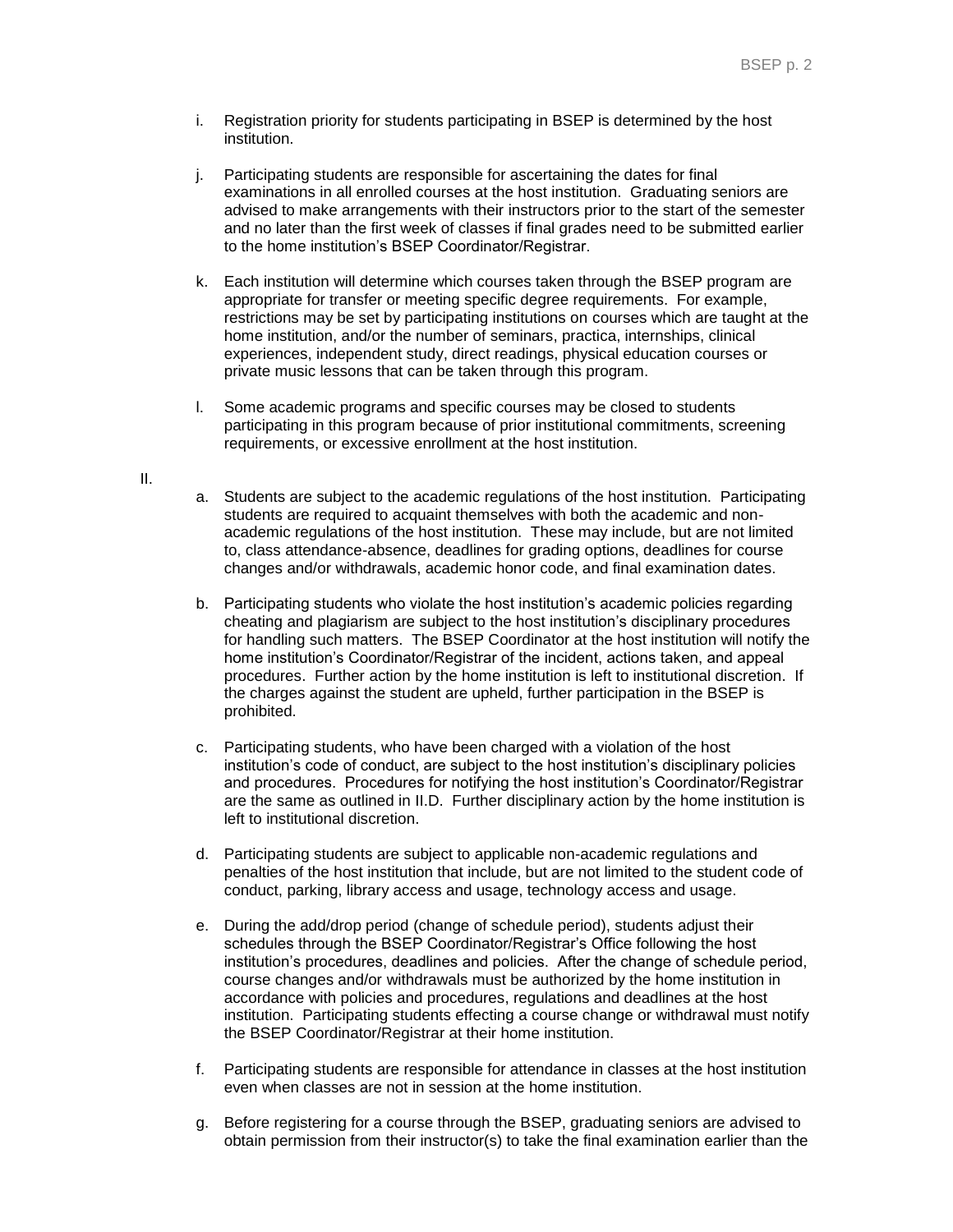i. Registration priority for students participating in BSEP is determined by the host institution.

j. Participating students are responsible for ascertaining the dates for final examinations in all enrolled courses at the host institution. Graduating seniors are advised to make arrangements with their instructors prior to the start of the semester and no later than the first week of classes if final grades need to be submitted earlier to the home institution's BSEP Coordinator/Registrar.

k. Each institution will determine which courses taken through the BSEP program are appropriate for transfer or meeting specific degree requirements. For example, restrictions may be set by participating institutions on courses which are taught at the home institution, and/or the number of seminars, practica, internships, clinical experiences, independent study, direct readings, physical education courses or private music lessons that can be taken through this program.

l. Some academic programs and specific courses may be closed to students participating in this program because of prior institutional commitments, screening requirements, or excessive enrollment at the host institution.

II.

a. Students are subject to the academic regulations of the host institution. Participating students are required to acquaint themselves with both the academic and non-academic regulations of the host institution. These may include, but are not limited to, class attendance-absence, deadlines for grading options, deadlines for course changes and/or withdrawals, academic honor code, and final examination dates.

b. Participating students who violate the host institution's academic policies regarding cheating and plagiarism are subject to the host institution's disciplinary procedures for handling such matters. The BSEP Coordinator at the host institution will notify the home institution's Coordinator/Registrar of the incident, actions taken, and appeal procedures. Further action by the home institution is left to institutional discretion. If the charges against the student are upheld, further participation in the BSEP is prohibited.

c. Participating students, who have been charged with a violation of the host institution's code of conduct, are subject to the host institution's disciplinary policies and procedures. Procedures for notifying the host institution's Coordinator/Registrar are the same as outlined in II.D. Further disciplinary action by the home institution is left to institutional discretion.

d. Participating students are subject to applicable non-academic regulations and penalties of the host institution that include, but are not limited to the student code of conduct, parking, library access and usage, technology access and usage.

e. During the add/drop period (change of schedule period), students adjust their schedules through the BSEP Coordinator/Registrar's Office following the host institution's procedures, deadlines and policies. After the change of schedule period, course changes and/or withdrawals must be authorized by the home institution in accordance with policies and procedures, regulations and deadlines at the host institution. Participating students effecting a course change or withdrawal must notify the BSEP Coordinator/Registrar at their home institution.

f. Participating students are responsible for attendance in classes at the host institution even when classes are not in session at the home institution.

g. Before registering for a course through the BSEP, graduating seniors are advised to obtain permission from their instructor(s) to take the final examination earlier than the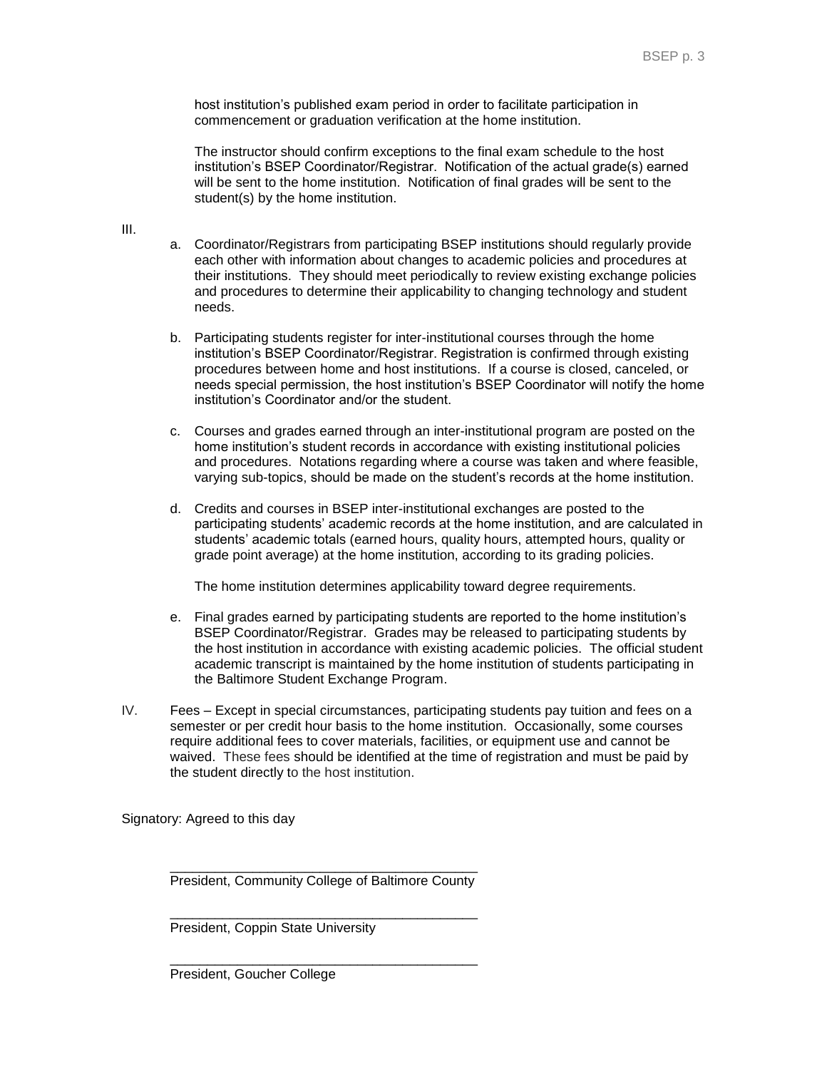host institution's published exam period in order to facilitate participation in commencement or graduation verification at the home institution.

The instructor should confirm exceptions to the final exam schedule to the host institution's BSEP Coordinator/Registrar. Notification of the actual grade(s) earned will be sent to the home institution. Notification of final grades will be sent to the student(s) by the home institution.

III.

a. Coordinator/Registrars from participating BSEP institutions should regularly provide each other with information about changes to academic policies and procedures at their institutions. They should meet periodically to review existing exchange policies and procedures to determine their applicability to changing technology and student needs.

b. Participating students register for inter-institutional courses through the home institution's BSEP Coordinator/Registrar. Registration is confirmed through existing procedures between home and host institutions. If a course is closed, canceled, or needs special permission, the host institution's BSEP Coordinator will notify the home institution's Coordinator and/or the student.

c. Courses and grades earned through an inter-institutional program are posted on the home institution's student records in accordance with existing institutional policies and procedures. Notations regarding where a course was taken and where feasible, varying sub-topics, should be made on the student's records at the home institution.

d. Credits and courses in BSEP inter-institutional exchanges are posted to the participating students' academic records at the home institution, and are calculated in students' academic totals (earned hours, quality hours, attempted hours, quality or grade point average) at the home institution, according to its grading policies.

   The home institution determines applicability toward degree requirements.

e. Final grades earned by participating students are reported to the home institution's BSEP Coordinator/Registrar. Grades may be released to participating students by the host institution in accordance with existing academic policies. The official student academic transcript is maintained by the home institution of students participating in the Baltimore Student Exchange Program.

IV. Fees – Except in special circumstances, participating students pay tuition and fees on a semester or per credit hour basis to the home institution. Occasionally, some courses require additional fees to cover materials, facilities, or equipment use and cannot be waived. These fees should be identified at the time of registration and must be paid by the student directly to the host institution.

Signatory: Agreed to this day

\_\_\_\_\_\_\_\_\_\_\_\_\_\_\_\_\_\_\_\_\_\_\_\_\_\_\_\_\_\_\_\_\_\_\_\_\_\_\_\_
President, Community College of Baltimore County

\_\_\_\_\_\_\_\_\_\_\_\_\_\_\_\_\_\_\_\_\_\_\_\_\_\_\_\_\_\_\_\_\_\_\_\_\_\_\_\_
President, Coppin State University

\_\_\_\_\_\_\_\_\_\_\_\_\_\_\_\_\_\_\_\_\_\_\_\_\_\_\_\_\_\_\_\_\_\_\_\_\_\_\_\_
President, Goucher College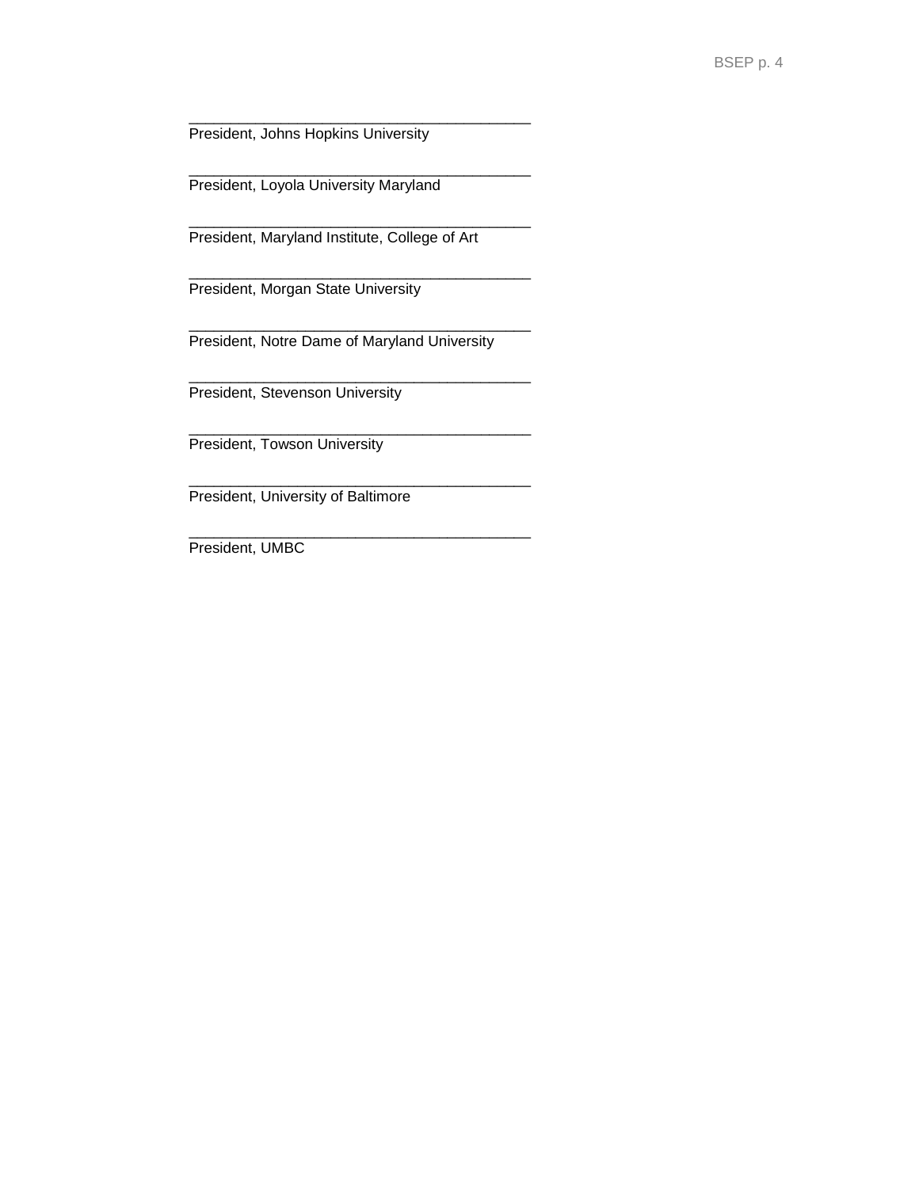\_\_\_\_\_\_\_\_\_\_\_\_\_\_\_\_\_\_\_\_\_\_\_\_\_\_\_\_\_\_\_\_\_\_\_\_\_\_\_\_
President, Johns Hopkins University

\_\_\_\_\_\_\_\_\_\_\_\_\_\_\_\_\_\_\_\_\_\_\_\_\_\_\_\_\_\_\_\_\_\_\_\_\_\_\_\_
President, Loyola University Maryland

\_\_\_\_\_\_\_\_\_\_\_\_\_\_\_\_\_\_\_\_\_\_\_\_\_\_\_\_\_\_\_\_\_\_\_\_\_\_\_\_
President, Maryland Institute, College of Art

\_\_\_\_\_\_\_\_\_\_\_\_\_\_\_\_\_\_\_\_\_\_\_\_\_\_\_\_\_\_\_\_\_\_\_\_\_\_\_\_
President, Morgan State University

\_\_\_\_\_\_\_\_\_\_\_\_\_\_\_\_\_\_\_\_\_\_\_\_\_\_\_\_\_\_\_\_\_\_\_\_\_\_\_\_
President, Notre Dame of Maryland University

\_\_\_\_\_\_\_\_\_\_\_\_\_\_\_\_\_\_\_\_\_\_\_\_\_\_\_\_\_\_\_\_\_\_\_\_\_\_\_\_
President, Stevenson University

\_\_\_\_\_\_\_\_\_\_\_\_\_\_\_\_\_\_\_\_\_\_\_\_\_\_\_\_\_\_\_\_\_\_\_\_\_\_\_\_
President, Towson University

\_\_\_\_\_\_\_\_\_\_\_\_\_\_\_\_\_\_\_\_\_\_\_\_\_\_\_\_\_\_\_\_\_\_\_\_\_\_\_\_
President, University of Baltimore

\_\_\_\_\_\_\_\_\_\_\_\_\_\_\_\_\_\_\_\_\_\_\_\_\_\_\_\_\_\_\_\_\_\_\_\_\_\_\_\_
President, UMBC